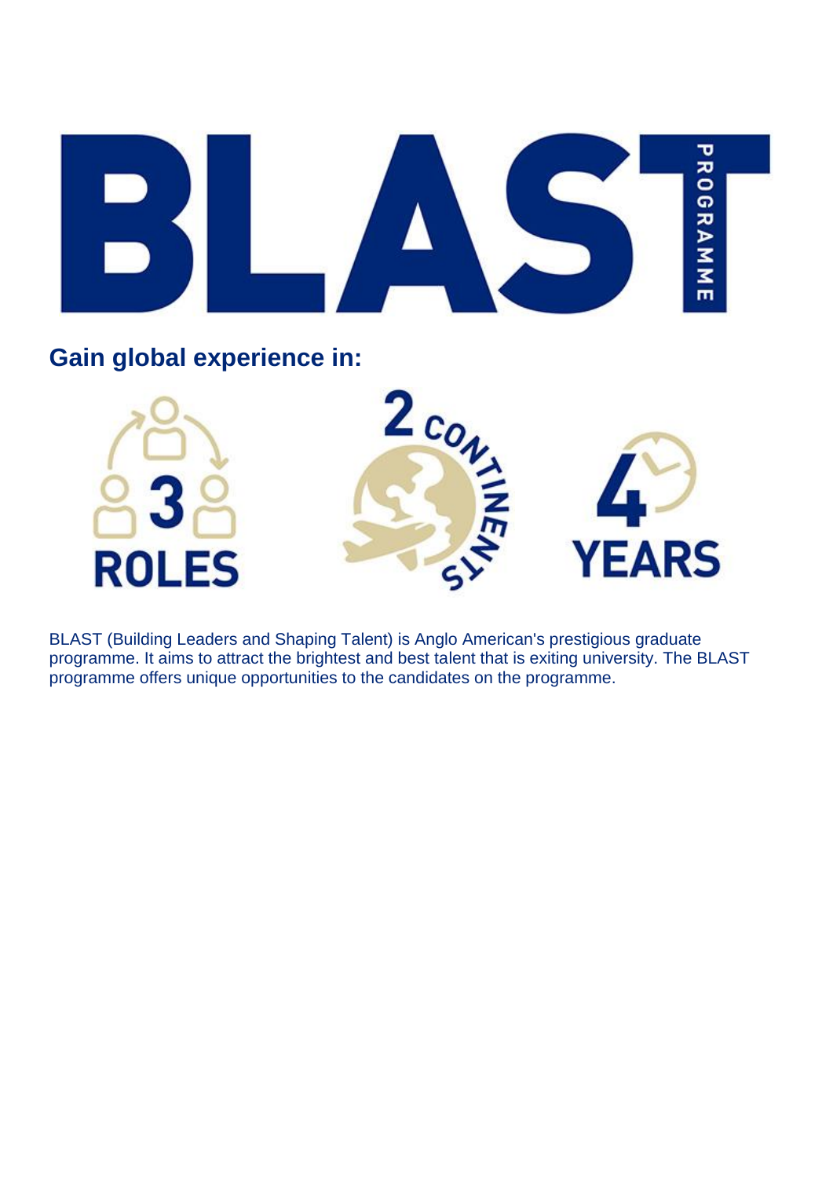# BLAST PROGRAMME

## Gain global experience in:

3 ROLES

2 CONTINENTS

4 YEARS

BLAST (Building Leaders and Shaping Talent) is Anglo American's prestigious graduate programme. It aims to attract the brightest and best talent that is exiting university. The BLAST programme offers unique opportunities to the candidates on the programme.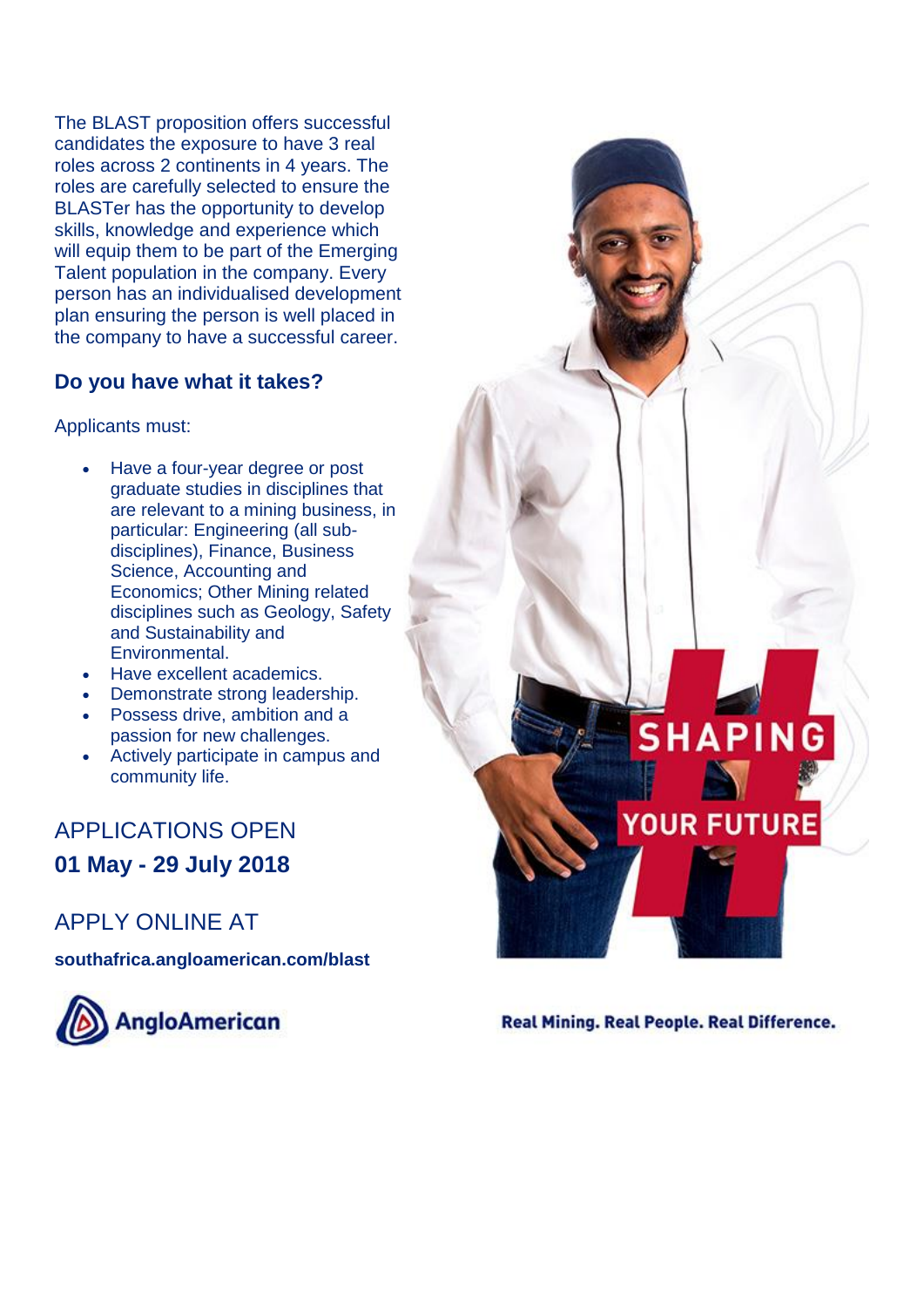The BLAST proposition offers successful candidates the exposure to have 3 real roles across 2 continents in 4 years. The roles are carefully selected to ensure the BLASTer has the opportunity to develop skills, knowledge and experience which will equip them to be part of the Emerging Talent population in the company. Every person has an individualised development plan ensuring the person is well placed in the company to have a successful career.

## Do you have what it takes?

Applicants must:

- Have a four-year degree or post graduate studies in disciplines that are relevant to a mining business, in particular: Engineering (all sub-disciplines), Finance, Business Science, Accounting and Economics; Other Mining related disciplines such as Geology, Safety and Sustainability and Environmental.
- Have excellent academics.
- Demonstrate strong leadership.
- Possess drive, ambition and a passion for new challenges.
- Actively participate in campus and community life.

APPLICATIONS OPEN

**01 May - 29 July 2018**

APPLY ONLINE AT

**southafrica.angloamerican.com/blast**

AngloAmerican

#SHAPING YOUR FUTURE

Real Mining. Real People. Real Difference.